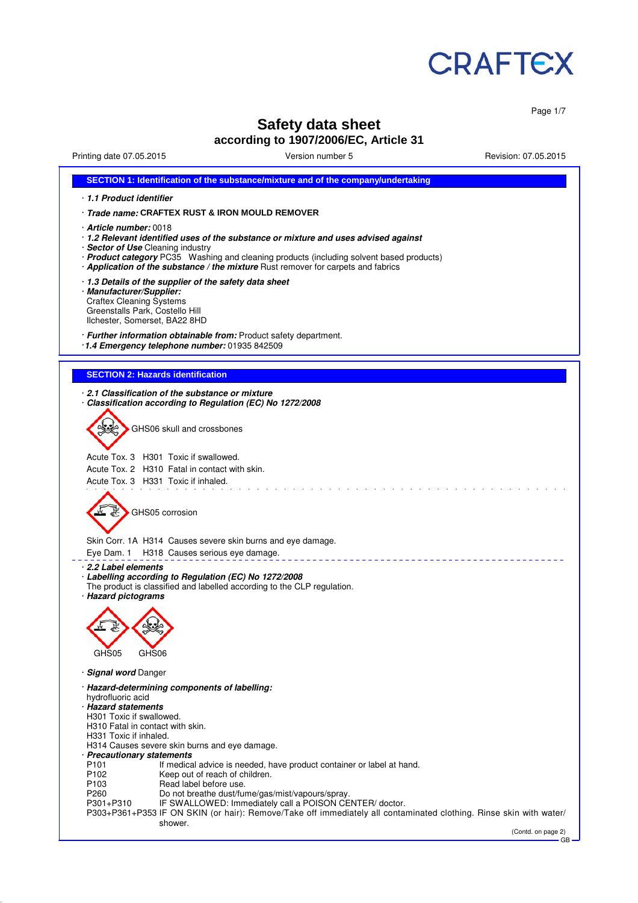CRAFTEX

# Safety data sheet
## according to 1907/2006/EC, Article 31

Printing date 07.05.2015 Version number 5 Revision: 07.05.2015

### SECTION 1: Identification of the substance/mixture and of the company/undertaking

· ***1.1 Product identifier***

· ***Trade name:*** **CRAFTEX RUST & IRON MOULD REMOVER**

· ***Article number:*** 0018
· ***1.2 Relevant identified uses of the substance or mixture and uses advised against***
· ***Sector of Use*** Cleaning industry
· ***Product category*** PC35 Washing and cleaning products (including solvent based products)
· ***Application of the substance / the mixture*** Rust remover for carpets and fabrics

· ***1.3 Details of the supplier of the safety data sheet***
· ***Manufacturer/Supplier:***
Craftex Cleaning Systems
Greenstalls Park, Costello Hill
Ilchester, Somerset, BA22 8HD

· ***Further information obtainable from:*** Product safety department.
· ***1.4 Emergency telephone number:*** 01935 842509

### SECTION 2: Hazards identification

· ***2.1 Classification of the substance or mixture***
· ***Classification according to Regulation (EC) No 1272/2008***

GHS06 skull and crossbones

Acute Tox. 3 H301 Toxic if swallowed.
Acute Tox. 2 H310 Fatal in contact with skin.
Acute Tox. 3 H331 Toxic if inhaled.

GHS05 corrosion

Skin Corr. 1A H314 Causes severe skin burns and eye damage.
Eye Dam. 1 H318 Causes serious eye damage.

· ***2.2 Label elements***
· ***Labelling according to Regulation (EC) No 1272/2008***
The product is classified and labelled according to the CLP regulation.
· ***Hazard pictograms***

GHS05 GHS06

· ***Signal word*** Danger

· ***Hazard-determining components of labelling:***
hydrofluoric acid
· ***Hazard statements***
H301 Toxic if swallowed.
H310 Fatal in contact with skin.
H331 Toxic if inhaled.
H314 Causes severe skin burns and eye damage.
· ***Precautionary statements***

| | |
|---|---|
| P101 | If medical advice is needed, have product container or label at hand. |
| P102 | Keep out of reach of children. |
| P103 | Read label before use. |
| P260 | Do not breathe dust/fume/gas/mist/vapours/spray. |
| P301+P310 | IF SWALLOWED: Immediately call a POISON CENTER/ doctor. |
| P303+P361+P353 | IF ON SKIN (or hair): Remove/Take off immediately all contaminated clothing. Rinse skin with water/shower. |

(Contd. on page 2)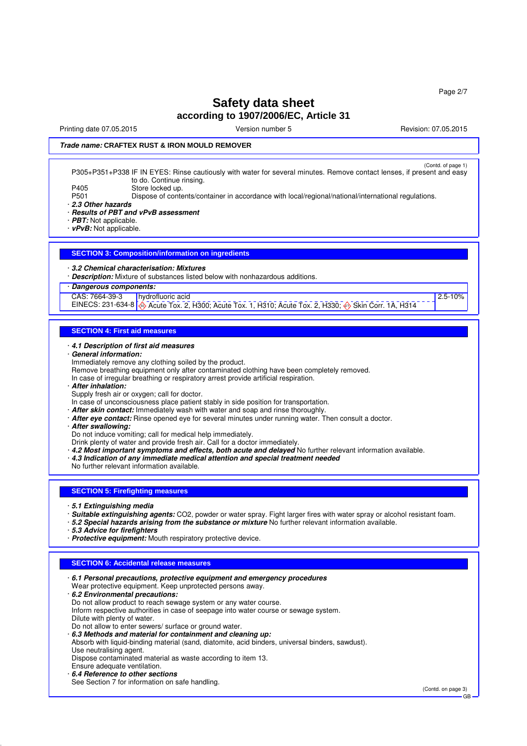**Trade name: CRAFTEX RUST & IRON MOULD REMOVER**

(Contd. of page 1)

P305+P351+P338 IF IN EYES: Rinse cautiously with water for several minutes. Remove contact lenses, if present and easy to do. Continue rinsing.

P405 Store locked up.

P501 Dispose of contents/container in accordance with local/regional/national/international regulations.

· ***2.3 Other hazards***

· ***Results of PBT and vPvB assessment***

· ***PBT:*** Not applicable.

· ***vPvB:*** Not applicable.

## SECTION 3: Composition/information on ingredients

· ***3.2 Chemical characterisation: Mixtures***

· ***Description:*** Mixture of substances listed below with nonhazardous additions.

· ***Dangerous components:***

| | | |
|---|---|---|
| CAS: 7664-39-3<br>EINECS: 231-634-8 | hydrofluoric acid<br>Acute Tox. 2, H300; Acute Tox. 1, H310; Acute Tox. 2, H330; Skin Corr. 1A, H314 | 2.5-10% |

## SECTION 4: First aid measures

· ***4.1 Description of first aid measures***

· ***General information:***

Immediately remove any clothing soiled by the product.
Remove breathing equipment only after contaminated clothing have been completely removed.
In case of irregular breathing or respiratory arrest provide artificial respiration.

· ***After inhalation:***

Supply fresh air or oxygen; call for doctor.
In case of unconsciousness place patient stably in side position for transportation.

· ***After skin contact:*** Immediately wash with water and soap and rinse thoroughly.

· ***After eye contact:*** Rinse opened eye for several minutes under running water. Then consult a doctor.

· ***After swallowing:***

Do not induce vomiting; call for medical help immediately.
Drink plenty of water and provide fresh air. Call for a doctor immediately.

· ***4.2 Most important symptoms and effects, both acute and delayed*** No further relevant information available.

· ***4.3 Indication of any immediate medical attention and special treatment needed***

No further relevant information available.

## SECTION 5: Firefighting measures

· ***5.1 Extinguishing media***

· ***Suitable extinguishing agents:*** CO2, powder or water spray. Fight larger fires with water spray or alcohol resistant foam.

· ***5.2 Special hazards arising from the substance or mixture*** No further relevant information available.

· ***5.3 Advice for firefighters***

· ***Protective equipment:*** Mouth respiratory protective device.

## SECTION 6: Accidental release measures

· ***6.1 Personal precautions, protective equipment and emergency procedures***

Wear protective equipment. Keep unprotected persons away.

· ***6.2 Environmental precautions:***

Do not allow product to reach sewage system or any water course.
Inform respective authorities in case of seepage into water course or sewage system.
Dilute with plenty of water.
Do not allow to enter sewers/ surface or ground water.

· ***6.3 Methods and material for containment and cleaning up:***

Absorb with liquid-binding material (sand, diatomite, acid binders, universal binders, sawdust).
Use neutralising agent.
Dispose contaminated material as waste according to item 13.
Ensure adequate ventilation.

· ***6.4 Reference to other sections***

See Section 7 for information on safe handling.

(Contd. on page 3)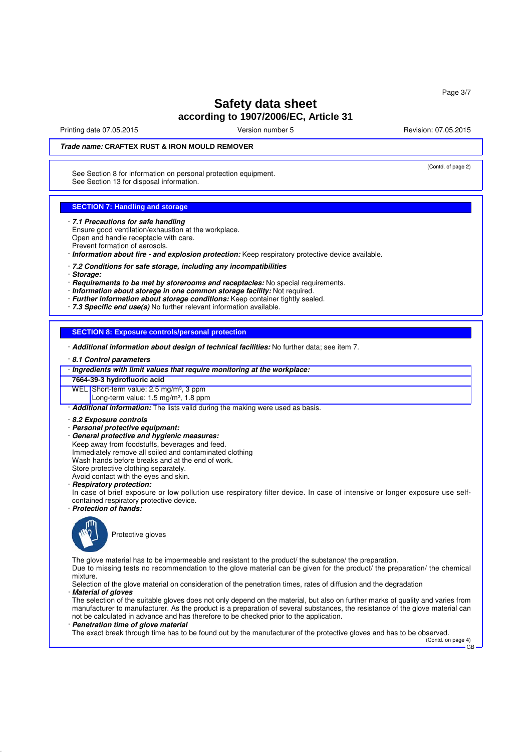# Safety data sheet

## according to 1907/2006/EC, Article 31

Printing date 07.05.2015 | Version number 5 | Revision: 07.05.2015

***Trade name:*** **CRAFTEX RUST & IRON MOULD REMOVER**

(Contd. of page 2)

See Section 8 for information on personal protection equipment.
See Section 13 for disposal information.

## SECTION 7: Handling and storage

· ***7.1 Precautions for safe handling***
Ensure good ventilation/exhaustion at the workplace.
Open and handle receptacle with care.
Prevent formation of aerosols.

· ***Information about fire - and explosion protection:*** Keep respiratory protective device available.

· ***7.2 Conditions for safe storage, including any incompatibilities***
· ***Storage:***
· ***Requirements to be met by storerooms and receptacles:*** No special requirements.
· ***Information about storage in one common storage facility:*** Not required.
· ***Further information about storage conditions:*** Keep container tightly sealed.
· ***7.3 Specific end use(s)*** No further relevant information available.

## SECTION 8: Exposure controls/personal protection

· ***Additional information about design of technical facilities:*** No further data; see item 7.

· ***8.1 Control parameters***

| · ***Ingredients with limit values that require monitoring at the workplace:*** | |
|---|---|
| **7664-39-3 hydrofluoric acid** | |
| WEL | Short-term value: 2.5 mg/m³, 3 ppm<br>Long-term value: 1.5 mg/m³, 1.8 ppm |

· ***Additional information:*** The lists valid during the making were used as basis.

· ***8.2 Exposure controls***
· ***Personal protective equipment:***
· ***General protective and hygienic measures:***
Keep away from foodstuffs, beverages and feed.
Immediately remove all soiled and contaminated clothing
Wash hands before breaks and at the end of work.
Store protective clothing separately.
Avoid contact with the eyes and skin.

· ***Respiratory protection:***
In case of brief exposure or low pollution use respiratory filter device. In case of intensive or longer exposure use self-contained respiratory protective device.

· ***Protection of hands:***

Protective gloves

The glove material has to be impermeable and resistant to the product/ the substance/ the preparation.
Due to missing tests no recommendation to the glove material can be given for the product/ the preparation/ the chemical mixture.
Selection of the glove material on consideration of the penetration times, rates of diffusion and the degradation

· ***Material of gloves***
The selection of the suitable gloves does not only depend on the material, but also on further marks of quality and varies from manufacturer to manufacturer. As the product is a preparation of several substances, the resistance of the glove material can not be calculated in advance and has therefore to be checked prior to the application.

· ***Penetration time of glove material***
The exact break through time has to be found out by the manufacturer of the protective gloves and has to be observed.

(Contd. on page 4)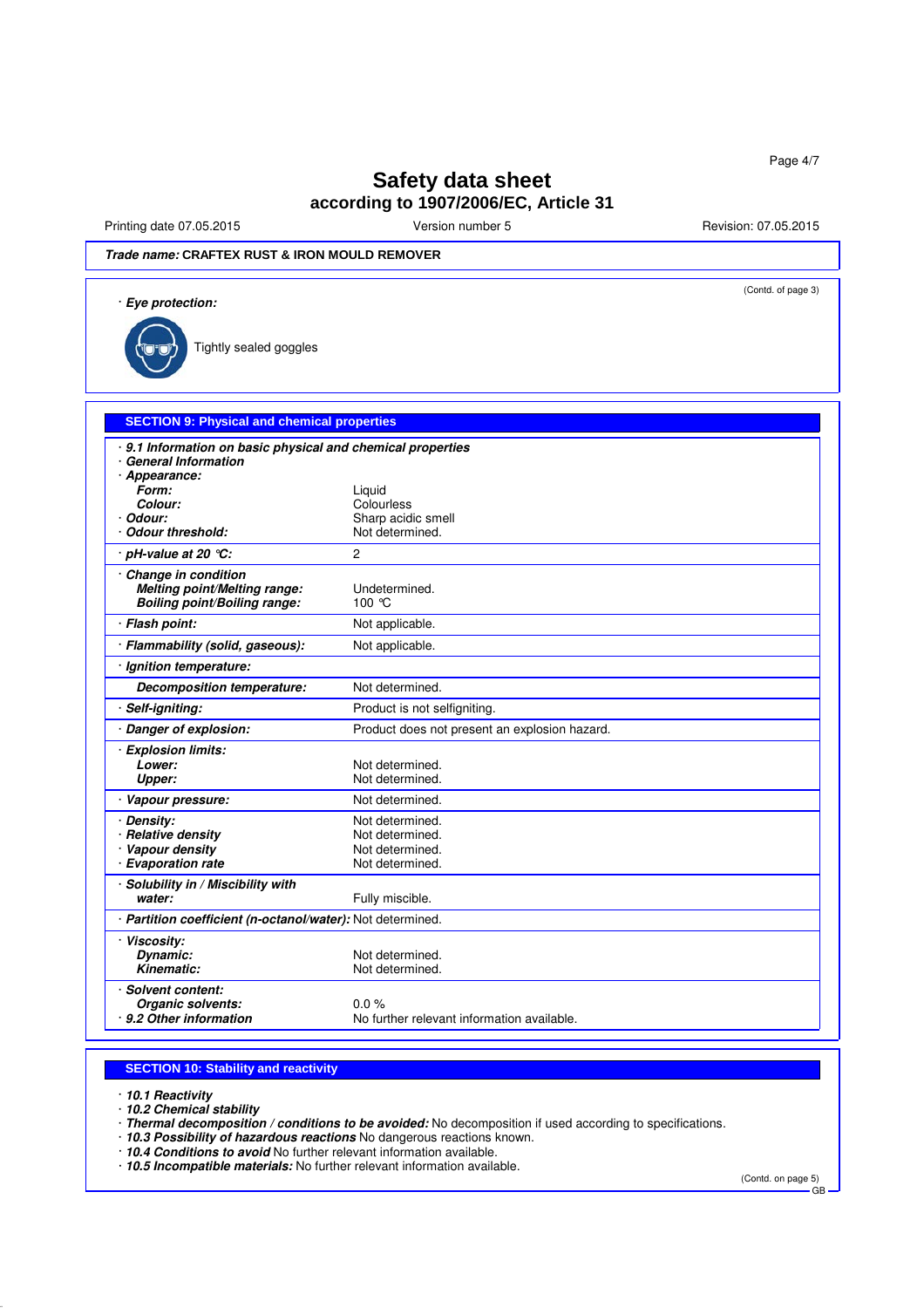# Safety data sheet

## according to 1907/2006/EC, Article 31

Printing date 07.05.2015 — Version number 5 — Revision: 07.05.2015

***Trade name:*** **CRAFTEX RUST & IRON MOULD REMOVER**

(Contd. of page 3)

· ***Eye protection:***

Tightly sealed goggles

## SECTION 9: Physical and chemical properties

| | |
|---|---|
| · ***9.1 Information on basic physical and chemical properties*** | |
| · ***General Information*** | |
| · ***Appearance:*** | |
| ***Form:*** | Liquid |
| ***Colour:*** | Colourless |
| · ***Odour:*** | Sharp acidic smell |
| · ***Odour threshold:*** | Not determined. |
| · ***pH-value at 20 °C:*** | 2 |
| · ***Change in condition*** | |
| ***Melting point/Melting range:*** | Undetermined. |
| ***Boiling point/Boiling range:*** | 100 °C |
| · ***Flash point:*** | Not applicable. |
| · ***Flammability (solid, gaseous):*** | Not applicable. |
| · ***Ignition temperature:*** | |
| ***Decomposition temperature:*** | Not determined. |
| · ***Self-igniting:*** | Product is not selfigniting. |
| · ***Danger of explosion:*** | Product does not present an explosion hazard. |
| · ***Explosion limits:*** | |
| ***Lower:*** | Not determined. |
| ***Upper:*** | Not determined. |
| · ***Vapour pressure:*** | Not determined. |
| · ***Density:*** | Not determined. |
| · ***Relative density*** | Not determined. |
| · ***Vapour density*** | Not determined. |
| · ***Evaporation rate*** | Not determined. |
| · ***Solubility in / Miscibility with water:*** | Fully miscible. |
| · ***Partition coefficient (n-octanol/water):*** | Not determined. |
| · ***Viscosity:*** | |
| ***Dynamic:*** | Not determined. |
| ***Kinematic:*** | Not determined. |
| · ***Solvent content:*** | |
| ***Organic solvents:*** | 0.0 % |
| · ***9.2 Other information*** | No further relevant information available. |

## SECTION 10: Stability and reactivity

· ***10.1 Reactivity***
· ***10.2 Chemical stability***
· ***Thermal decomposition / conditions to be avoided:*** No decomposition if used according to specifications.
· ***10.3 Possibility of hazardous reactions*** No dangerous reactions known.
· ***10.4 Conditions to avoid*** No further relevant information available.
· ***10.5 Incompatible materials:*** No further relevant information available.

(Contd. on page 5)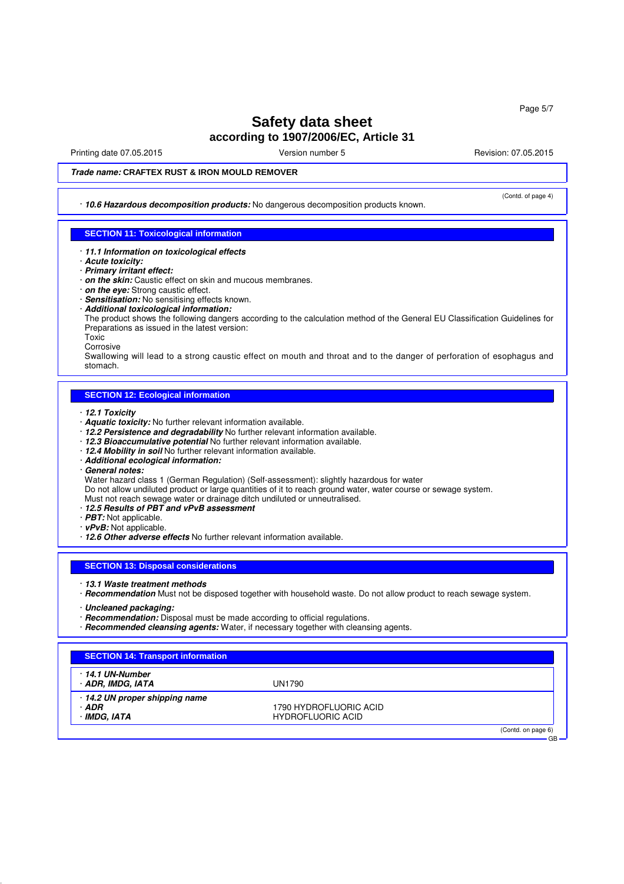# Safety data sheet
## according to 1907/2006/EC, Article 31

Printing date 07.05.2015 | Version number 5 | Revision: 07.05.2015

***Trade name:*** **CRAFTEX RUST & IRON MOULD REMOVER**

(Contd. of page 4)

· ***10.6 Hazardous decomposition products:*** No dangerous decomposition products known.

## SECTION 11: Toxicological information

· ***11.1 Information on toxicological effects***
· ***Acute toxicity:***
· ***Primary irritant effect:***
· ***on the skin:*** Caustic effect on skin and mucous membranes.
· ***on the eye:*** Strong caustic effect.
· ***Sensitisation:*** No sensitising effects known.
· ***Additional toxicological information:***
The product shows the following dangers according to the calculation method of the General EU Classification Guidelines for Preparations as issued in the latest version:
Toxic
Corrosive
Swallowing will lead to a strong caustic effect on mouth and throat and to the danger of perforation of esophagus and stomach.

## SECTION 12: Ecological information

· ***12.1 Toxicity***
· ***Aquatic toxicity:*** No further relevant information available.
· ***12.2 Persistence and degradability*** No further relevant information available.
· ***12.3 Bioaccumulative potential*** No further relevant information available.
· ***12.4 Mobility in soil*** No further relevant information available.
· ***Additional ecological information:***
· ***General notes:***
Water hazard class 1 (German Regulation) (Self-assessment): slightly hazardous for water
Do not allow undiluted product or large quantities of it to reach ground water, water course or sewage system.
Must not reach sewage water or drainage ditch undiluted or unneutralised.
· ***12.5 Results of PBT and vPvB assessment***
· ***PBT:*** Not applicable.
· ***vPvB:*** Not applicable.
· ***12.6 Other adverse effects*** No further relevant information available.

## SECTION 13: Disposal considerations

· ***13.1 Waste treatment methods***
· ***Recommendation*** Must not be disposed together with household waste. Do not allow product to reach sewage system.

· ***Uncleaned packaging:***
· ***Recommendation:*** Disposal must be made according to official regulations.
· ***Recommended cleansing agents:*** Water, if necessary together with cleansing agents.

## SECTION 14: Transport information

| | |
|---|---|
| · ***14.1 UN-Number*** | |
| · ***ADR, IMDG, IATA*** | UN1790 |
| · ***14.2 UN proper shipping name*** | |
| · ***ADR*** | 1790 HYDROFLUORIC ACID |
| · ***IMDG, IATA*** | HYDROFLUORIC ACID |

(Contd. on page 6)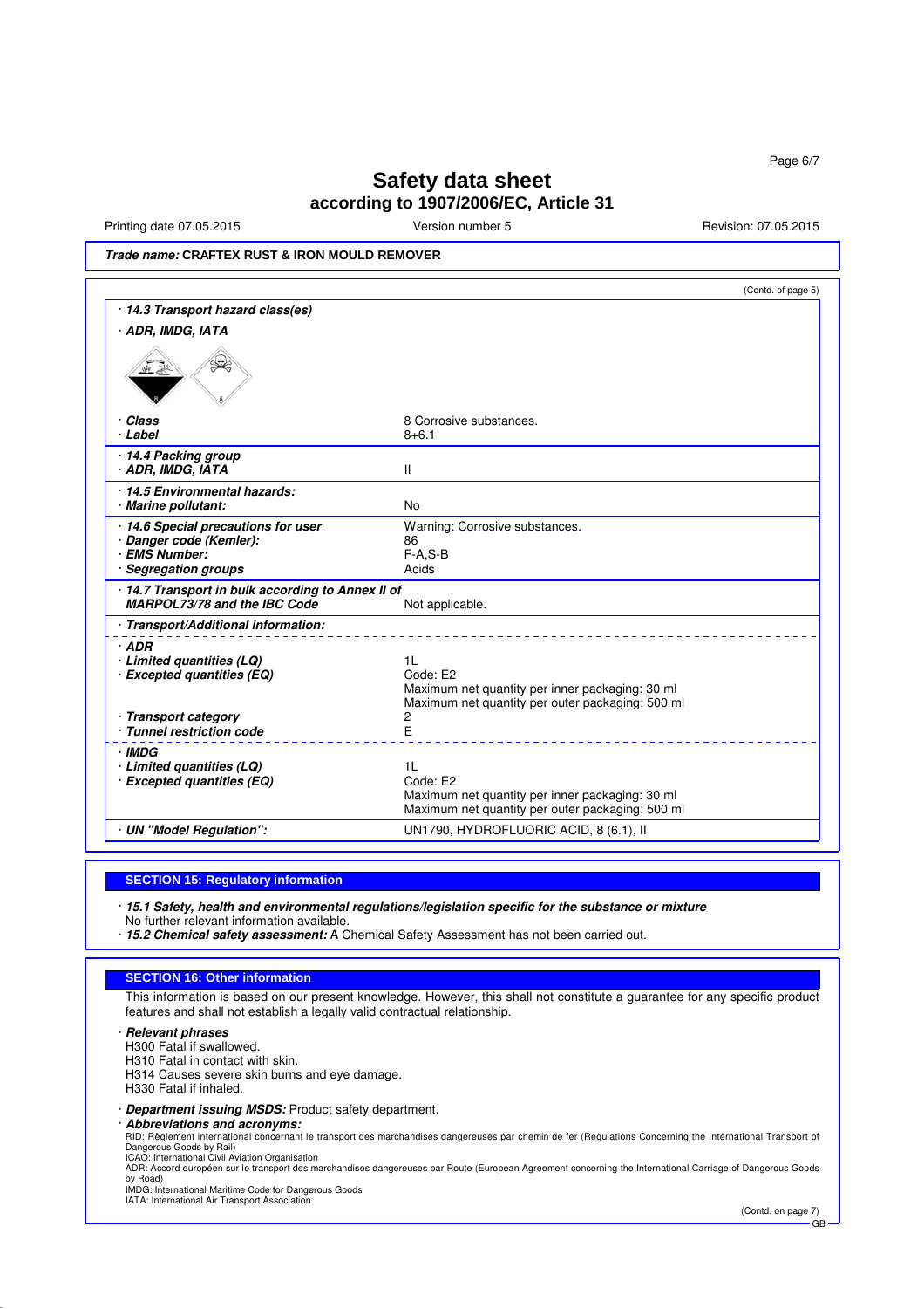# Safety data sheet
## according to 1907/2006/EC, Article 31

Printing date 07.05.2015 | Version number 5 | Revision: 07.05.2015

**Trade name: CRAFTEX RUST & IRON MOULD REMOVER**

(Contd. of page 5)

| | |
|---|---|
| · ***14.3 Transport hazard class(es)*** | |
| · ***ADR, IMDG, IATA*** | |
| · ***Class*** | 8 Corrosive substances. |
| · ***Label*** | 8+6.1 |
| · ***14.4 Packing group*** | |
| · ***ADR, IMDG, IATA*** | II |
| · ***14.5 Environmental hazards:*** | |
| · ***Marine pollutant:*** | No |
| · ***14.6 Special precautions for user*** | Warning: Corrosive substances. |
| · ***Danger code (Kemler):*** | 86 |
| · ***EMS Number:*** | F-A,S-B |
| · ***Segregation groups*** | Acids |
| · ***14.7 Transport in bulk according to Annex II of MARPOL73/78 and the IBC Code*** | Not applicable. |
| · ***Transport/Additional information:*** | |
| · ***ADR*** | |
| · ***Limited quantities (LQ)*** | 1L |
| · ***Excepted quantities (EQ)*** | Code: E2<br>Maximum net quantity per inner packaging: 30 ml<br>Maximum net quantity per outer packaging: 500 ml |
| · ***Transport category*** | 2 |
| · ***Tunnel restriction code*** | E |
| · ***IMDG*** | |
| · ***Limited quantities (LQ)*** | 1L |
| · ***Excepted quantities (EQ)*** | Code: E2<br>Maximum net quantity per inner packaging: 30 ml<br>Maximum net quantity per outer packaging: 500 ml |
| · ***UN "Model Regulation":*** | UN1790, HYDROFLUORIC ACID, 8 (6.1), II |

## SECTION 15: Regulatory information

· ***15.1 Safety, health and environmental regulations/legislation specific for the substance or mixture***
No further relevant information available.
· ***15.2 Chemical safety assessment:*** A Chemical Safety Assessment has not been carried out.

## SECTION 16: Other information

This information is based on our present knowledge. However, this shall not constitute a guarantee for any specific product features and shall not establish a legally valid contractual relationship.

· ***Relevant phrases***
H300 Fatal if swallowed.
H310 Fatal in contact with skin.
H314 Causes severe skin burns and eye damage.
H330 Fatal if inhaled.

· ***Department issuing MSDS:*** Product safety department.
· ***Abbreviations and acronyms:***
RID: Règlement international concernant le transport des marchandises dangereuses par chemin de fer (Regulations Concerning the International Transport of Dangerous Goods by Rail)
ICAO: International Civil Aviation Organisation
ADR: Accord européen sur le transport des marchandises dangereuses par Route (European Agreement concerning the International Carriage of Dangerous Goods by Road)
IMDG: International Maritime Code for Dangerous Goods
IATA: International Air Transport Association

(Contd. on page 7)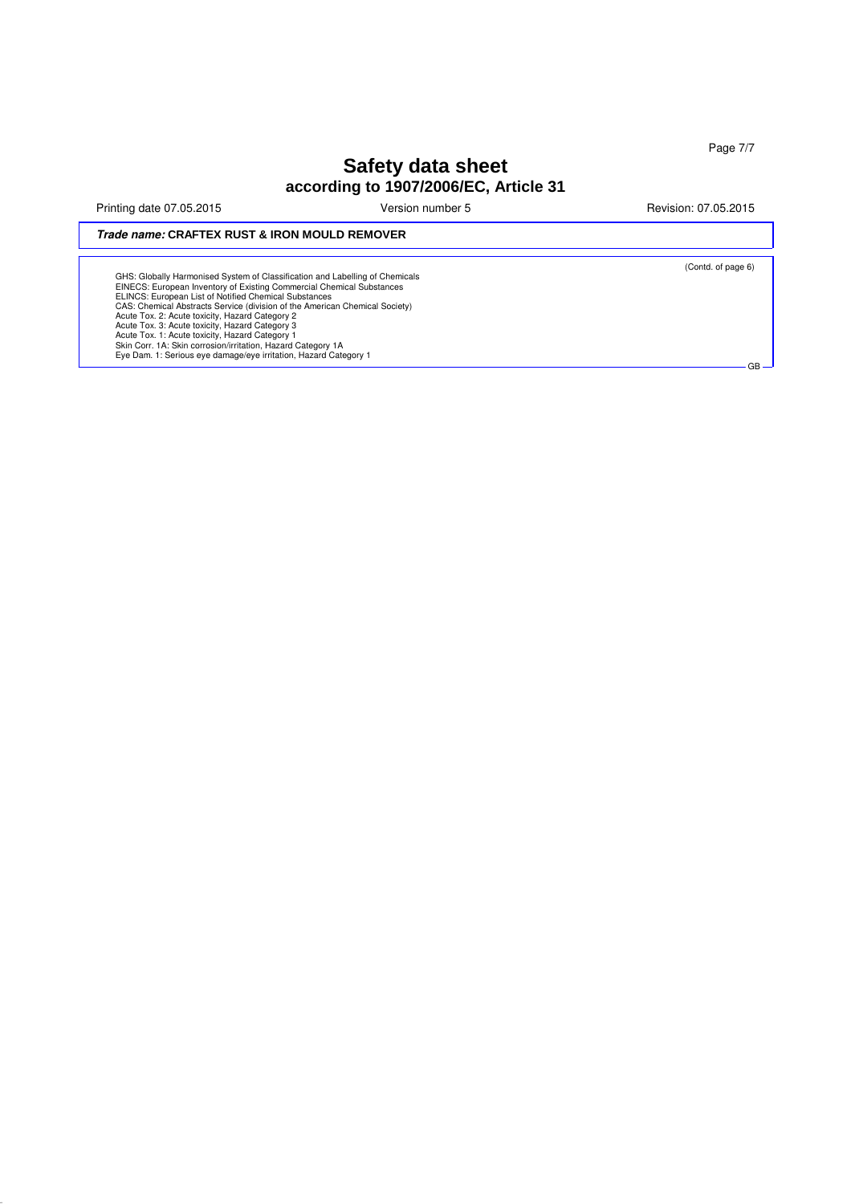(Contd. of page 6)

GHS: Globally Harmonised System of Classification and Labelling of Chemicals
EINECS: European Inventory of Existing Commercial Chemical Substances
ELINCS: European List of Notified Chemical Substances
CAS: Chemical Abstracts Service (division of the American Chemical Society)
Acute Tox. 2: Acute toxicity, Hazard Category 2
Acute Tox. 3: Acute toxicity, Hazard Category 3
Acute Tox. 1: Acute toxicity, Hazard Category 1
Skin Corr. 1A: Skin corrosion/irritation, Hazard Category 1A
Eye Dam. 1: Serious eye damage/eye irritation, Hazard Category 1